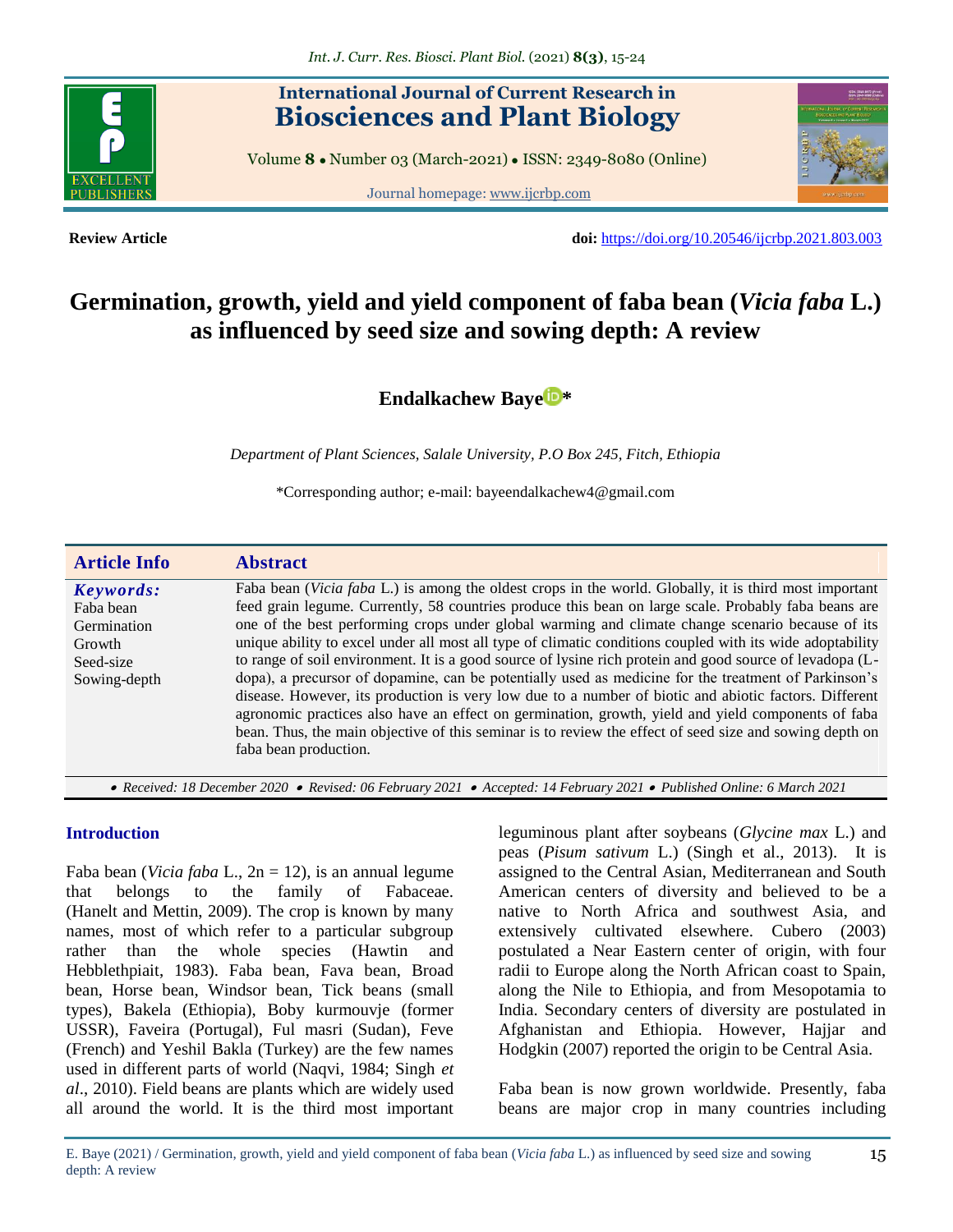International Journal of Current Research in
**Biosciences and Plant Biology**

Volume **8** • Number 03 (March-2021) • ISSN: 2349-8080 (Online)

Journal homepage: www.ijcrbp.com

**Review Article**

**doi:** https://doi.org/10.20546/ijcrbp.2021.803.003

# Germination, growth, yield and yield component of faba bean (*Vicia faba* L.) as influenced by seed size and sowing depth: A review

**Endalkachew Baye***

*Department of Plant Sciences, Salale University, P.O Box 245, Fitch, Ethiopia*

*Corresponding author; e-mail: bayeendalkachew4@gmail.com

| Article Info | Abstract |
|---|---|
| ***Keywords:*** <br> Faba bean <br> Germination <br> Growth <br> Seed-size <br> Sowing-depth | Faba bean (*Vicia faba* L.) is among the oldest crops in the world. Globally, it is third most important feed grain legume. Currently, 58 countries produce this bean on large scale. Probably faba beans are one of the best performing crops under global warming and climate change scenario because of its unique ability to excel under all most all type of climatic conditions coupled with its wide adoptability to range of soil environment. It is a good source of lysine rich protein and good source of levadopa (L-dopa), a precursor of dopamine, can be potentially used as medicine for the treatment of Parkinson's disease. However, its production is very low due to a number of biotic and abiotic factors. Different agronomic practices also have an effect on germination, growth, yield and yield components of faba bean. Thus, the main objective of this seminar is to review the effect of seed size and sowing depth on faba bean production. |

• *Received: 18 December 2020* • *Revised: 06 February 2021* • *Accepted: 14 February 2021* • *Published Online: 6 March 2021*

## Introduction

Faba bean (*Vicia faba* L., 2n = 12), is an annual legume that belongs to the family of Fabaceae. (Hanelt and Mettin, 2009). The crop is known by many names, most of which refer to a particular subgroup rather than the whole species (Hawtin and Hebblethpiait, 1983). Faba bean, Fava bean, Broad bean, Horse bean, Windsor bean, Tick beans (small types), Bakela (Ethiopia), Boby kurmouvje (former USSR), Faveira (Portugal), Ful masri (Sudan), Feve (French) and Yeshil Bakla (Turkey) are the few names used in different parts of world (Naqvi, 1984; Singh *et al*., 2010). Field beans are plants which are widely used all around the world. It is the third most important leguminous plant after soybeans (*Glycine max* L.) and peas (*Pisum sativum* L.) (Singh et al., 2013). It is assigned to the Central Asian, Mediterranean and South American centers of diversity and believed to be a native to North Africa and southwest Asia, and extensively cultivated elsewhere. Cubero (2003) postulated a Near Eastern center of origin, with four radii to Europe along the North African coast to Spain, along the Nile to Ethiopia, and from Mesopotamia to India. Secondary centers of diversity are postulated in Afghanistan and Ethiopia. However, Hajjar and Hodgkin (2007) reported the origin to be Central Asia.

Faba bean is now grown worldwide. Presently, faba beans are major crop in many countries including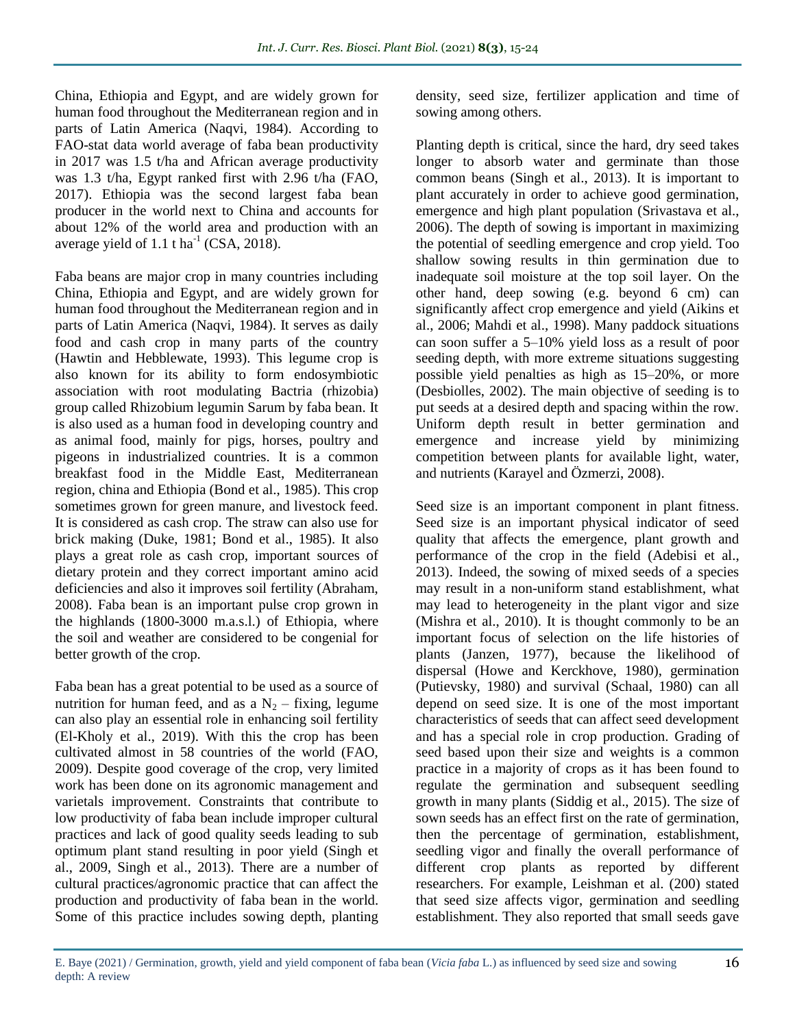China, Ethiopia and Egypt, and are widely grown for human food throughout the Mediterranean region and in parts of Latin America (Naqvi, 1984). According to FAO-stat data world average of faba bean productivity in 2017 was 1.5 t/ha and African average productivity was 1.3 t/ha, Egypt ranked first with 2.96 t/ha (FAO, 2017). Ethiopia was the second largest faba bean producer in the world next to China and accounts for about 12% of the world area and production with an average yield of 1.1 t ha$^{-1}$ (CSA, 2018).

Faba beans are major crop in many countries including China, Ethiopia and Egypt, and are widely grown for human food throughout the Mediterranean region and in parts of Latin America (Naqvi, 1984). It serves as daily food and cash crop in many parts of the country (Hawtin and Hebblewate, 1993). This legume crop is also known for its ability to form endosymbiotic association with root modulating Bactria (rhizobia) group called Rhizobium legumin Sarum by faba bean. It is also used as a human food in developing country and as animal food, mainly for pigs, horses, poultry and pigeons in industrialized countries. It is a common breakfast food in the Middle East, Mediterranean region, china and Ethiopia (Bond et al., 1985). This crop sometimes grown for green manure, and livestock feed. It is considered as cash crop. The straw can also use for brick making (Duke, 1981; Bond et al., 1985). It also plays a great role as cash crop, important sources of dietary protein and they correct important amino acid deficiencies and also it improves soil fertility (Abraham, 2008). Faba bean is an important pulse crop grown in the highlands (1800-3000 m.a.s.l.) of Ethiopia, where the soil and weather are considered to be congenial for better growth of the crop.

Faba bean has a great potential to be used as a source of nutrition for human feed, and as a $N_2$ – fixing, legume can also play an essential role in enhancing soil fertility (El-Kholy et al., 2019). With this the crop has been cultivated almost in 58 countries of the world (FAO, 2009). Despite good coverage of the crop, very limited work has been done on its agronomic management and varietals improvement. Constraints that contribute to low productivity of faba bean include improper cultural practices and lack of good quality seeds leading to sub optimum plant stand resulting in poor yield (Singh et al., 2009, Singh et al., 2013). There are a number of cultural practices/agronomic practice that can affect the production and productivity of faba bean in the world. Some of this practice includes sowing depth, planting density, seed size, fertilizer application and time of sowing among others.

Planting depth is critical, since the hard, dry seed takes longer to absorb water and germinate than those common beans (Singh et al., 2013). It is important to plant accurately in order to achieve good germination, emergence and high plant population (Srivastava et al., 2006). The depth of sowing is important in maximizing the potential of seedling emergence and crop yield. Too shallow sowing results in thin germination due to inadequate soil moisture at the top soil layer. On the other hand, deep sowing (e.g. beyond 6 cm) can significantly affect crop emergence and yield (Aikins et al., 2006; Mahdi et al., 1998). Many paddock situations can soon suffer a 5–10% yield loss as a result of poor seeding depth, with more extreme situations suggesting possible yield penalties as high as 15–20%, or more (Desbiolles, 2002). The main objective of seeding is to put seeds at a desired depth and spacing within the row. Uniform depth result in better germination and emergence and increase yield by minimizing competition between plants for available light, water, and nutrients (Karayel and Özmerzi, 2008).

Seed size is an important component in plant fitness. Seed size is an important physical indicator of seed quality that affects the emergence, plant growth and performance of the crop in the field (Adebisi et al., 2013). Indeed, the sowing of mixed seeds of a species may result in a non-uniform stand establishment, what may lead to heterogeneity in the plant vigor and size (Mishra et al., 2010). It is thought commonly to be an important focus of selection on the life histories of plants (Janzen, 1977), because the likelihood of dispersal (Howe and Kerckhove, 1980), germination (Putievsky, 1980) and survival (Schaal, 1980) can all depend on seed size. It is one of the most important characteristics of seeds that can affect seed development and has a special role in crop production. Grading of seed based upon their size and weights is a common practice in a majority of crops as it has been found to regulate the germination and subsequent seedling growth in many plants (Siddig et al., 2015). The size of sown seeds has an effect first on the rate of germination, then the percentage of germination, establishment, seedling vigor and finally the overall performance of different crop plants as reported by different researchers. For example, Leishman et al. (200) stated that seed size affects vigor, germination and seedling establishment. They also reported that small seeds gave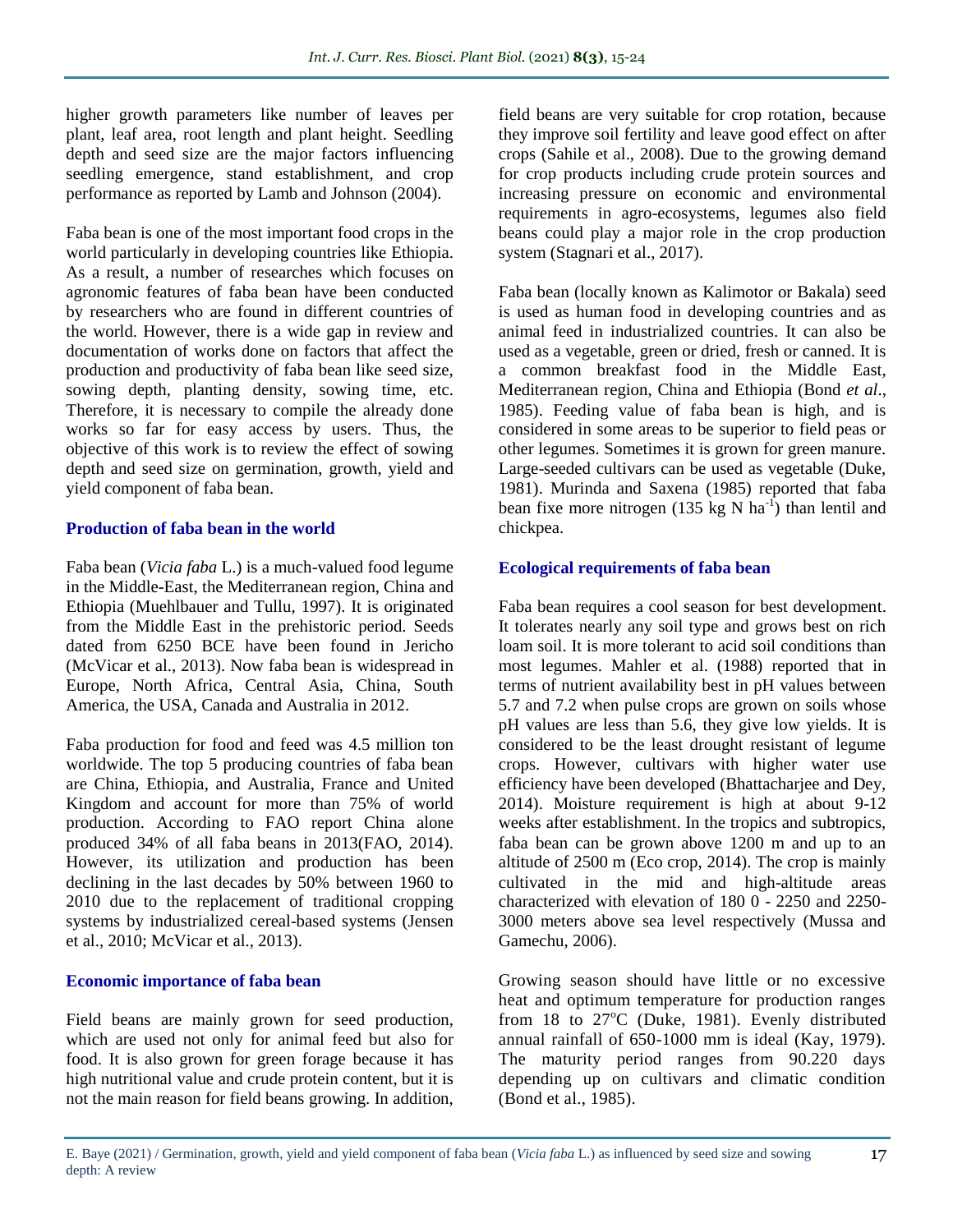higher growth parameters like number of leaves per plant, leaf area, root length and plant height. Seedling depth and seed size are the major factors influencing seedling emergence, stand establishment, and crop performance as reported by Lamb and Johnson (2004).

Faba bean is one of the most important food crops in the world particularly in developing countries like Ethiopia. As a result, a number of researches which focuses on agronomic features of faba bean have been conducted by researchers who are found in different countries of the world. However, there is a wide gap in review and documentation of works done on factors that affect the production and productivity of faba bean like seed size, sowing depth, planting density, sowing time, etc. Therefore, it is necessary to compile the already done works so far for easy access by users. Thus, the objective of this work is to review the effect of sowing depth and seed size on germination, growth, yield and yield component of faba bean.

## Production of faba bean in the world

Faba bean (*Vicia faba* L.) is a much-valued food legume in the Middle-East, the Mediterranean region, China and Ethiopia (Muehlbauer and Tullu, 1997). It is originated from the Middle East in the prehistoric period. Seeds dated from 6250 BCE have been found in Jericho (McVicar et al., 2013). Now faba bean is widespread in Europe, North Africa, Central Asia, China, South America, the USA, Canada and Australia in 2012.

Faba production for food and feed was 4.5 million ton worldwide. The top 5 producing countries of faba bean are China, Ethiopia, and Australia, France and United Kingdom and account for more than 75% of world production. According to FAO report China alone produced 34% of all faba beans in 2013(FAO, 2014). However, its utilization and production has been declining in the last decades by 50% between 1960 to 2010 due to the replacement of traditional cropping systems by industrialized cereal-based systems (Jensen et al., 2010; McVicar et al., 2013).

## Economic importance of faba bean

Field beans are mainly grown for seed production, which are used not only for animal feed but also for food. It is also grown for green forage because it has high nutritional value and crude protein content, but it is not the main reason for field beans growing. In addition, field beans are very suitable for crop rotation, because they improve soil fertility and leave good effect on after crops (Sahile et al., 2008). Due to the growing demand for crop products including crude protein sources and increasing pressure on economic and environmental requirements in agro-ecosystems, legumes also field beans could play a major role in the crop production system (Stagnari et al., 2017).

Faba bean (locally known as Kalimotor or Bakala) seed is used as human food in developing countries and as animal feed in industrialized countries. It can also be used as a vegetable, green or dried, fresh or canned. It is a common breakfast food in the Middle East, Mediterranean region, China and Ethiopia (Bond *et al*., 1985). Feeding value of faba bean is high, and is considered in some areas to be superior to field peas or other legumes. Sometimes it is grown for green manure. Large-seeded cultivars can be used as vegetable (Duke, 1981). Murinda and Saxena (1985) reported that faba bean fixe more nitrogen (135 kg N $ha^{-1}$) than lentil and chickpea.

## Ecological requirements of faba bean

Faba bean requires a cool season for best development. It tolerates nearly any soil type and grows best on rich loam soil. It is more tolerant to acid soil conditions than most legumes. Mahler et al. (1988) reported that in terms of nutrient availability best in pH values between 5.7 and 7.2 when pulse crops are grown on soils whose pH values are less than 5.6, they give low yields. It is considered to be the least drought resistant of legume crops. However, cultivars with higher water use efficiency have been developed (Bhattacharjee and Dey, 2014). Moisture requirement is high at about 9-12 weeks after establishment. In the tropics and subtropics, faba bean can be grown above 1200 m and up to an altitude of 2500 m (Eco crop, 2014). The crop is mainly cultivated in the mid and high-altitude areas characterized with elevation of 180 0 - 2250 and 2250-3000 meters above sea level respectively (Mussa and Gamechu, 2006).

Growing season should have little or no excessive heat and optimum temperature for production ranges from 18 to 27$^{o}$C (Duke, 1981). Evenly distributed annual rainfall of 650-1000 mm is ideal (Kay, 1979). The maturity period ranges from 90.220 days depending up on cultivars and climatic condition (Bond et al., 1985).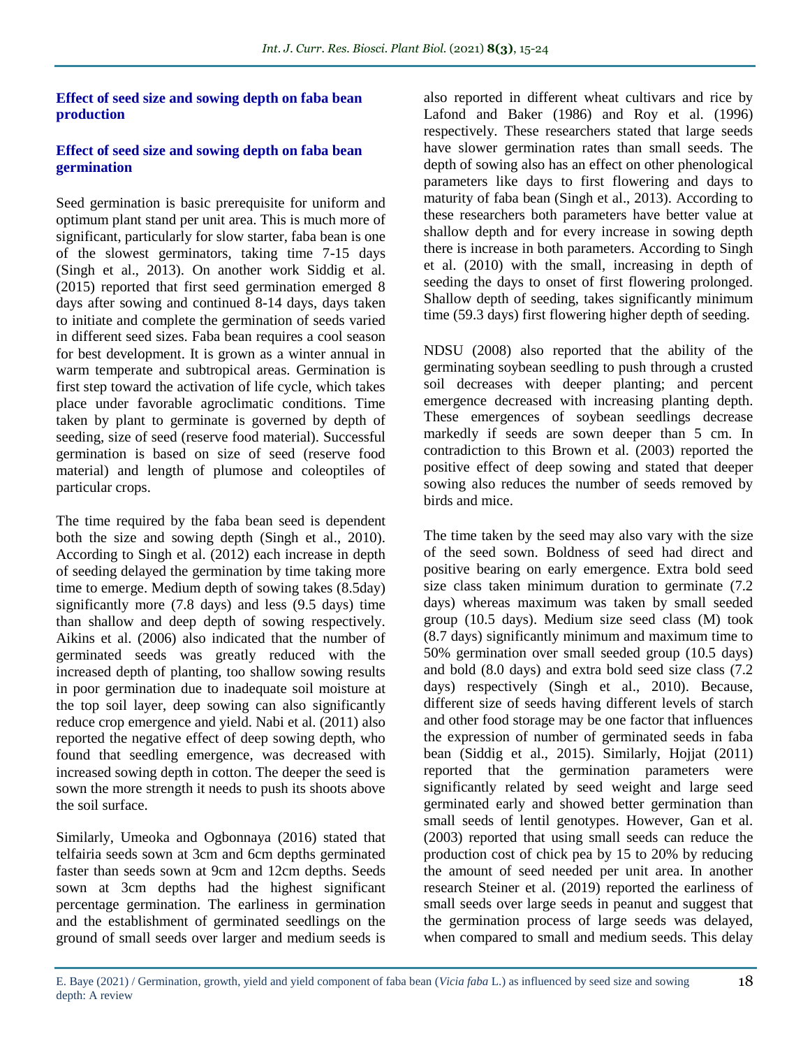### Effect of seed size and sowing depth on faba bean production

### Effect of seed size and sowing depth on faba bean germination

Seed germination is basic prerequisite for uniform and optimum plant stand per unit area. This is much more of significant, particularly for slow starter, faba bean is one of the slowest germinators, taking time 7-15 days (Singh et al., 2013). On another work Siddig et al. (2015) reported that first seed germination emerged 8 days after sowing and continued 8-14 days, days taken to initiate and complete the germination of seeds varied in different seed sizes. Faba bean requires a cool season for best development. It is grown as a winter annual in warm temperate and subtropical areas. Germination is first step toward the activation of life cycle, which takes place under favorable agroclimatic conditions. Time taken by plant to germinate is governed by depth of seeding, size of seed (reserve food material). Successful germination is based on size of seed (reserve food material) and length of plumose and coleoptiles of particular crops.

The time required by the faba bean seed is dependent both the size and sowing depth (Singh et al., 2010). According to Singh et al. (2012) each increase in depth of seeding delayed the germination by time taking more time to emerge. Medium depth of sowing takes (8.5day) significantly more (7.8 days) and less (9.5 days) time than shallow and deep depth of sowing respectively. Aikins et al. (2006) also indicated that the number of germinated seeds was greatly reduced with the increased depth of planting, too shallow sowing results in poor germination due to inadequate soil moisture at the top soil layer, deep sowing can also significantly reduce crop emergence and yield. Nabi et al. (2011) also reported the negative effect of deep sowing depth, who found that seedling emergence, was decreased with increased sowing depth in cotton. The deeper the seed is sown the more strength it needs to push its shoots above the soil surface.

Similarly, Umeoka and Ogbonnaya (2016) stated that telfairia seeds sown at 3cm and 6cm depths germinated faster than seeds sown at 9cm and 12cm depths. Seeds sown at 3cm depths had the highest significant percentage germination. The earliness in germination and the establishment of germinated seedlings on the ground of small seeds over larger and medium seeds is also reported in different wheat cultivars and rice by Lafond and Baker (1986) and Roy et al. (1996) respectively. These researchers stated that large seeds have slower germination rates than small seeds. The depth of sowing also has an effect on other phenological parameters like days to first flowering and days to maturity of faba bean (Singh et al., 2013). According to these researchers both parameters have better value at shallow depth and for every increase in sowing depth there is increase in both parameters. According to Singh et al. (2010) with the small, increasing in depth of seeding the days to onset of first flowering prolonged. Shallow depth of seeding, takes significantly minimum time (59.3 days) first flowering higher depth of seeding.

NDSU (2008) also reported that the ability of the germinating soybean seedling to push through a crusted soil decreases with deeper planting; and percent emergence decreased with increasing planting depth. These emergences of soybean seedlings decrease markedly if seeds are sown deeper than 5 cm. In contradiction to this Brown et al. (2003) reported the positive effect of deep sowing and stated that deeper sowing also reduces the number of seeds removed by birds and mice.

The time taken by the seed may also vary with the size of the seed sown. Boldness of seed had direct and positive bearing on early emergence. Extra bold seed size class taken minimum duration to germinate (7.2 days) whereas maximum was taken by small seeded group (10.5 days). Medium size seed class (M) took (8.7 days) significantly minimum and maximum time to 50% germination over small seeded group (10.5 days) and bold (8.0 days) and extra bold seed size class (7.2 days) respectively (Singh et al., 2010). Because, different size of seeds having different levels of starch and other food storage may be one factor that influences the expression of number of germinated seeds in faba bean (Siddig et al., 2015). Similarly, Hojjat (2011) reported that the germination parameters were significantly related by seed weight and large seed germinated early and showed better germination than small seeds of lentil genotypes. However, Gan et al. (2003) reported that using small seeds can reduce the production cost of chick pea by 15 to 20% by reducing the amount of seed needed per unit area. In another research Steiner et al. (2019) reported the earliness of small seeds over large seeds in peanut and suggest that the germination process of large seeds was delayed, when compared to small and medium seeds. This delay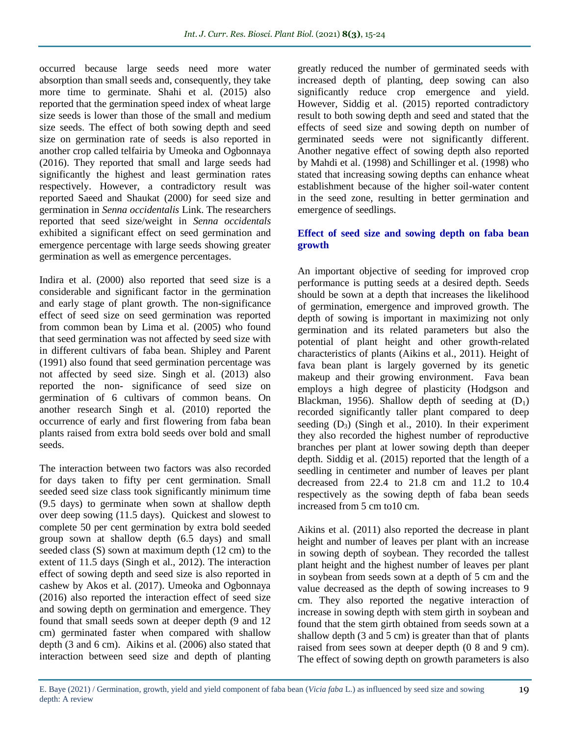occurred because large seeds need more water absorption than small seeds and, consequently, they take more time to germinate. Shahi et al. (2015) also reported that the germination speed index of wheat large size seeds is lower than those of the small and medium size seeds. The effect of both sowing depth and seed size on germination rate of seeds is also reported in another crop called telfairia by Umeoka and Ogbonnaya (2016). They reported that small and large seeds had significantly the highest and least germination rates respectively. However, a contradictory result was reported Saeed and Shaukat (2000) for seed size and germination in *Senna occidentalis* Link. The researchers reported that seed size/weight in *Senna occidentals* exhibited a significant effect on seed germination and emergence percentage with large seeds showing greater germination as well as emergence percentages.

Indira et al. (2000) also reported that seed size is a considerable and significant factor in the germination and early stage of plant growth. The non-significance effect of seed size on seed germination was reported from common bean by Lima et al. (2005) who found that seed germination was not affected by seed size with in different cultivars of faba bean. Shipley and Parent (1991) also found that seed germination percentage was not affected by seed size. Singh et al. (2013) also reported the non- significance of seed size on germination of 6 cultivars of common beans. On another research Singh et al. (2010) reported the occurrence of early and first flowering from faba bean plants raised from extra bold seeds over bold and small seeds.

The interaction between two factors was also recorded for days taken to fifty per cent germination. Small seeded seed size class took significantly minimum time (9.5 days) to germinate when sown at shallow depth over deep sowing (11.5 days). Quickest and slowest to complete 50 per cent germination by extra bold seeded group sown at shallow depth (6.5 days) and small seeded class (S) sown at maximum depth (12 cm) to the extent of 11.5 days (Singh et al., 2012). The interaction effect of sowing depth and seed size is also reported in cashew by Akos et al. (2017). Umeoka and Ogbonnaya (2016) also reported the interaction effect of seed size and sowing depth on germination and emergence. They found that small seeds sown at deeper depth (9 and 12 cm) germinated faster when compared with shallow depth (3 and 6 cm). Aikins et al. (2006) also stated that interaction between seed size and depth of planting greatly reduced the number of germinated seeds with increased depth of planting, deep sowing can also significantly reduce crop emergence and yield. However, Siddig et al. (2015) reported contradictory result to both sowing depth and seed and stated that the effects of seed size and sowing depth on number of germinated seeds were not significantly different. Another negative effect of sowing depth also reported by Mahdi et al. (1998) and Schillinger et al. (1998) who stated that increasing sowing depths can enhance wheat establishment because of the higher soil-water content in the seed zone, resulting in better germination and emergence of seedlings.

## Effect of seed size and sowing depth on faba bean growth

An important objective of seeding for improved crop performance is putting seeds at a desired depth. Seeds should be sown at a depth that increases the likelihood of germination, emergence and improved growth. The depth of sowing is important in maximizing not only germination and its related parameters but also the potential of plant height and other growth-related characteristics of plants (Aikins et al., 2011). Height of fava bean plant is largely governed by its genetic makeup and their growing environment. Fava bean employs a high degree of plasticity (Hodgson and Blackman, 1956). Shallow depth of seeding at ($D_1$) recorded significantly taller plant compared to deep seeding ($D_3$) (Singh et al., 2010). In their experiment they also recorded the highest number of reproductive branches per plant at lower sowing depth than deeper depth. Siddig et al. (2015) reported that the length of a seedling in centimeter and number of leaves per plant decreased from 22.4 to 21.8 cm and 11.2 to 10.4 respectively as the sowing depth of faba bean seeds increased from 5 cm to10 cm.

Aikins et al. (2011) also reported the decrease in plant height and number of leaves per plant with an increase in sowing depth of soybean. They recorded the tallest plant height and the highest number of leaves per plant in soybean from seeds sown at a depth of 5 cm and the value decreased as the depth of sowing increases to 9 cm. They also reported the negative interaction of increase in sowing depth with stem girth in soybean and found that the stem girth obtained from seeds sown at a shallow depth (3 and 5 cm) is greater than that of plants raised from sees sown at deeper depth (0 8 and 9 cm). The effect of sowing depth on growth parameters is also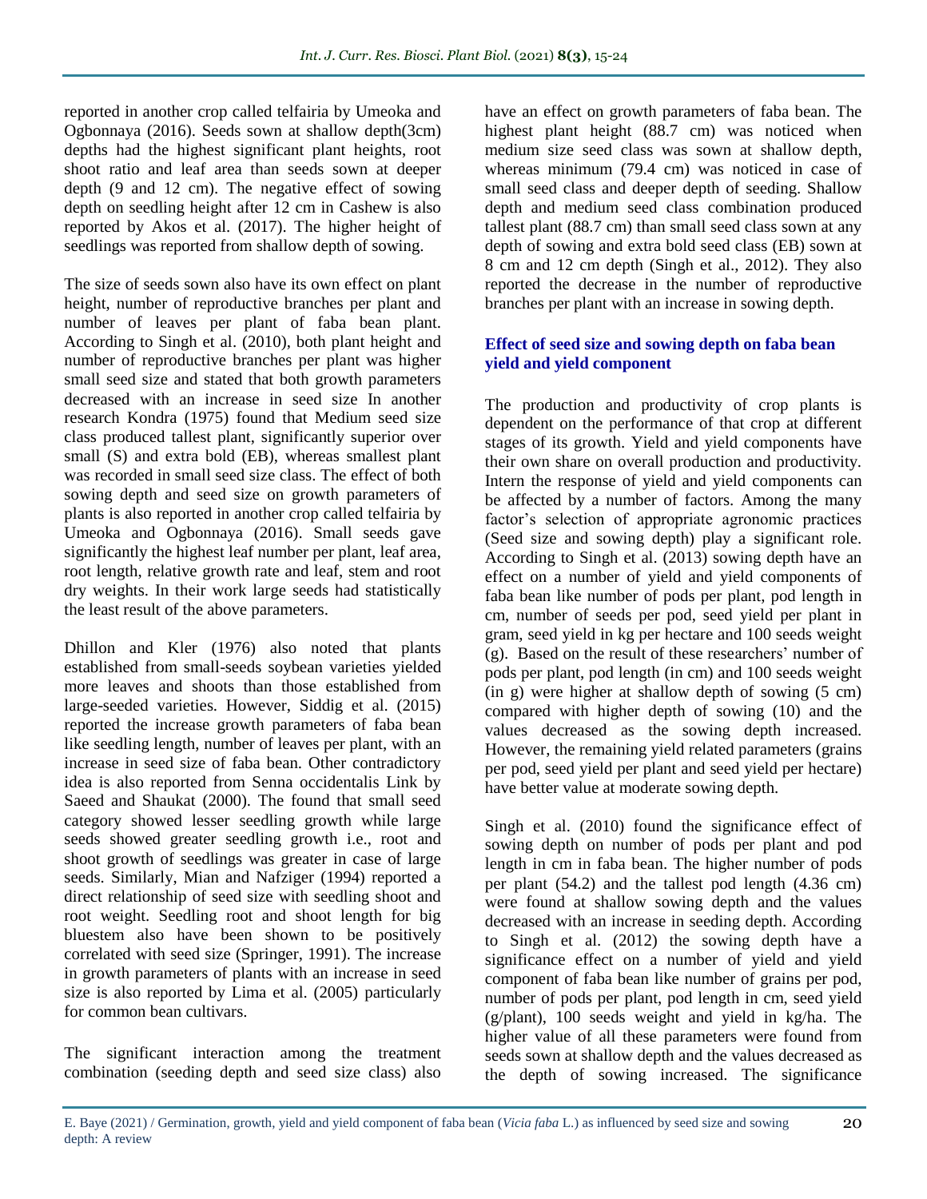reported in another crop called telfairia by Umeoka and Ogbonnaya (2016). Seeds sown at shallow depth(3cm) depths had the highest significant plant heights, root shoot ratio and leaf area than seeds sown at deeper depth (9 and 12 cm). The negative effect of sowing depth on seedling height after 12 cm in Cashew is also reported by Akos et al. (2017). The higher height of seedlings was reported from shallow depth of sowing.

The size of seeds sown also have its own effect on plant height, number of reproductive branches per plant and number of leaves per plant of faba bean plant. According to Singh et al. (2010), both plant height and number of reproductive branches per plant was higher small seed size and stated that both growth parameters decreased with an increase in seed size In another research Kondra (1975) found that Medium seed size class produced tallest plant, significantly superior over small (S) and extra bold (EB), whereas smallest plant was recorded in small seed size class. The effect of both sowing depth and seed size on growth parameters of plants is also reported in another crop called telfairia by Umeoka and Ogbonnaya (2016). Small seeds gave significantly the highest leaf number per plant, leaf area, root length, relative growth rate and leaf, stem and root dry weights. In their work large seeds had statistically the least result of the above parameters.

Dhillon and Kler (1976) also noted that plants established from small-seeds soybean varieties yielded more leaves and shoots than those established from large-seeded varieties. However, Siddig et al. (2015) reported the increase growth parameters of faba bean like seedling length, number of leaves per plant, with an increase in seed size of faba bean. Other contradictory idea is also reported from Senna occidentalis Link by Saeed and Shaukat (2000). The found that small seed category showed lesser seedling growth while large seeds showed greater seedling growth i.e., root and shoot growth of seedlings was greater in case of large seeds. Similarly, Mian and Nafziger (1994) reported a direct relationship of seed size with seedling shoot and root weight. Seedling root and shoot length for big bluestem also have been shown to be positively correlated with seed size (Springer, 1991). The increase in growth parameters of plants with an increase in seed size is also reported by Lima et al. (2005) particularly for common bean cultivars.

The significant interaction among the treatment combination (seeding depth and seed size class) also have an effect on growth parameters of faba bean. The highest plant height (88.7 cm) was noticed when medium size seed class was sown at shallow depth, whereas minimum (79.4 cm) was noticed in case of small seed class and deeper depth of seeding. Shallow depth and medium seed class combination produced tallest plant (88.7 cm) than small seed class sown at any depth of sowing and extra bold seed class (EB) sown at 8 cm and 12 cm depth (Singh et al., 2012). They also reported the decrease in the number of reproductive branches per plant with an increase in sowing depth.

### Effect of seed size and sowing depth on faba bean yield and yield component

The production and productivity of crop plants is dependent on the performance of that crop at different stages of its growth. Yield and yield components have their own share on overall production and productivity. Intern the response of yield and yield components can be affected by a number of factors. Among the many factor's selection of appropriate agronomic practices (Seed size and sowing depth) play a significant role. According to Singh et al. (2013) sowing depth have an effect on a number of yield and yield components of faba bean like number of pods per plant, pod length in cm, number of seeds per pod, seed yield per plant in gram, seed yield in kg per hectare and 100 seeds weight (g). Based on the result of these researchers' number of pods per plant, pod length (in cm) and 100 seeds weight (in g) were higher at shallow depth of sowing (5 cm) compared with higher depth of sowing (10) and the values decreased as the sowing depth increased. However, the remaining yield related parameters (grains per pod, seed yield per plant and seed yield per hectare) have better value at moderate sowing depth.

Singh et al. (2010) found the significance effect of sowing depth on number of pods per plant and pod length in cm in faba bean. The higher number of pods per plant (54.2) and the tallest pod length (4.36 cm) were found at shallow sowing depth and the values decreased with an increase in seeding depth. According to Singh et al. (2012) the sowing depth have a significance effect on a number of yield and yield component of faba bean like number of grains per pod, number of pods per plant, pod length in cm, seed yield (g/plant), 100 seeds weight and yield in kg/ha. The higher value of all these parameters were found from seeds sown at shallow depth and the values decreased as the depth of sowing increased. The significance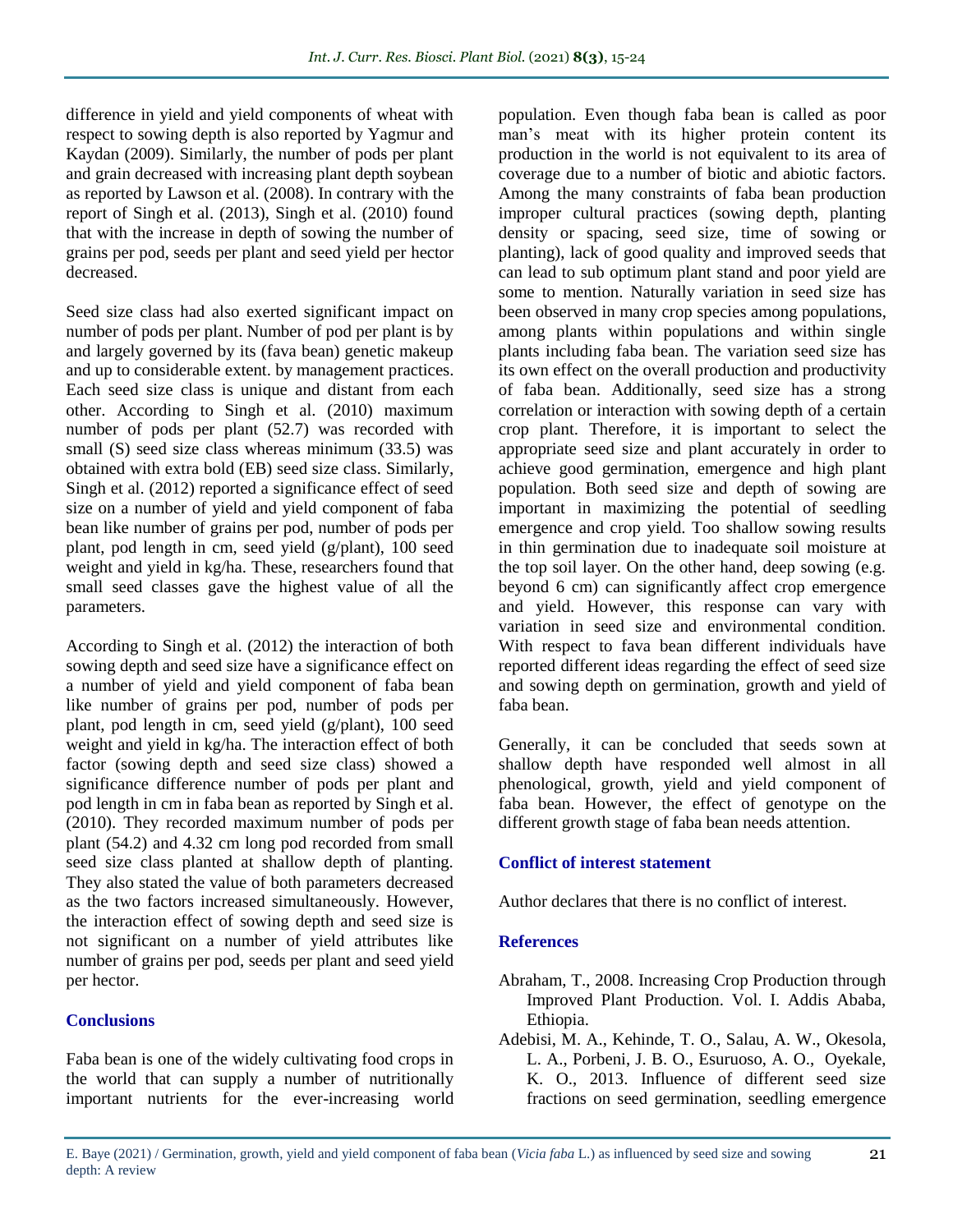difference in yield and yield components of wheat with respect to sowing depth is also reported by Yagmur and Kaydan (2009). Similarly, the number of pods per plant and grain decreased with increasing plant depth soybean as reported by Lawson et al. (2008). In contrary with the report of Singh et al. (2013), Singh et al. (2010) found that with the increase in depth of sowing the number of grains per pod, seeds per plant and seed yield per hector decreased.

Seed size class had also exerted significant impact on number of pods per plant. Number of pod per plant is by and largely governed by its (fava bean) genetic makeup and up to considerable extent. by management practices. Each seed size class is unique and distant from each other. According to Singh et al. (2010) maximum number of pods per plant (52.7) was recorded with small (S) seed size class whereas minimum (33.5) was obtained with extra bold (EB) seed size class. Similarly, Singh et al. (2012) reported a significance effect of seed size on a number of yield and yield component of faba bean like number of grains per pod, number of pods per plant, pod length in cm, seed yield (g/plant), 100 seed weight and yield in kg/ha. These, researchers found that small seed classes gave the highest value of all the parameters.

According to Singh et al. (2012) the interaction of both sowing depth and seed size have a significance effect on a number of yield and yield component of faba bean like number of grains per pod, number of pods per plant, pod length in cm, seed yield (g/plant), 100 seed weight and yield in kg/ha. The interaction effect of both factor (sowing depth and seed size class) showed a significance difference number of pods per plant and pod length in cm in faba bean as reported by Singh et al. (2010). They recorded maximum number of pods per plant (54.2) and 4.32 cm long pod recorded from small seed size class planted at shallow depth of planting. They also stated the value of both parameters decreased as the two factors increased simultaneously. However, the interaction effect of sowing depth and seed size is not significant on a number of yield attributes like number of grains per pod, seeds per plant and seed yield per hector.

## Conclusions

Faba bean is one of the widely cultivating food crops in the world that can supply a number of nutritionally important nutrients for the ever-increasing world population. Even though faba bean is called as poor man's meat with its higher protein content its production in the world is not equivalent to its area of coverage due to a number of biotic and abiotic factors. Among the many constraints of faba bean production improper cultural practices (sowing depth, planting density or spacing, seed size, time of sowing or planting), lack of good quality and improved seeds that can lead to sub optimum plant stand and poor yield are some to mention. Naturally variation in seed size has been observed in many crop species among populations, among plants within populations and within single plants including faba bean. The variation seed size has its own effect on the overall production and productivity of faba bean. Additionally, seed size has a strong correlation or interaction with sowing depth of a certain crop plant. Therefore, it is important to select the appropriate seed size and plant accurately in order to achieve good germination, emergence and high plant population. Both seed size and depth of sowing are important in maximizing the potential of seedling emergence and crop yield. Too shallow sowing results in thin germination due to inadequate soil moisture at the top soil layer. On the other hand, deep sowing (e.g. beyond 6 cm) can significantly affect crop emergence and yield. However, this response can vary with variation in seed size and environmental condition. With respect to fava bean different individuals have reported different ideas regarding the effect of seed size and sowing depth on germination, growth and yield of faba bean.

Generally, it can be concluded that seeds sown at shallow depth have responded well almost in all phenological, growth, yield and yield component of faba bean. However, the effect of genotype on the different growth stage of faba bean needs attention.

## Conflict of interest statement

Author declares that there is no conflict of interest.

## References

Abraham, T., 2008. Increasing Crop Production through Improved Plant Production. Vol. I. Addis Ababa, Ethiopia.

Adebisi, M. A., Kehinde, T. O., Salau, A. W., Okesola, L. A., Porbeni, J. B. O., Esuruoso, A. O., Oyekale, K. O., 2013. Influence of different seed size fractions on seed germination, seedling emergence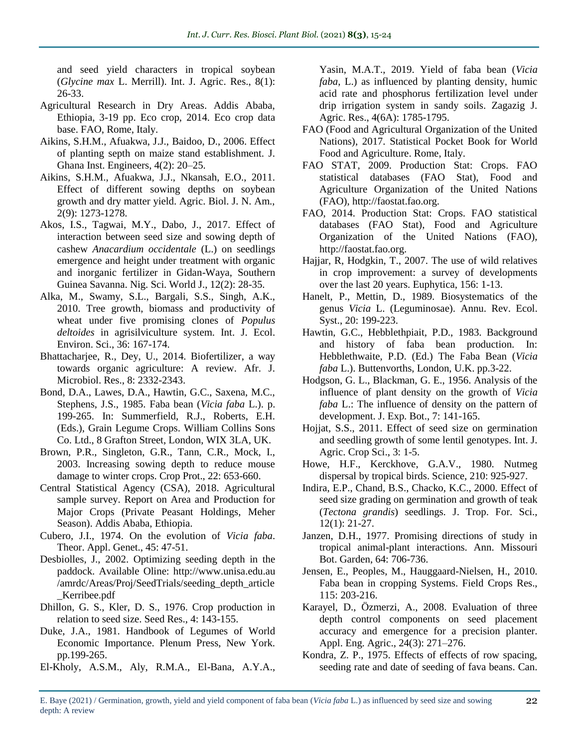and seed yield characters in tropical soybean (*Glycine max* L. Merrill). Int. J. Agric. Res., 8(1): 26-33.

Agricultural Research in Dry Areas. Addis Ababa, Ethiopia, 3-19 pp. Eco crop, 2014. Eco crop data base. FAO, Rome, Italy.

Aikins, S.H.M., Afuakwa, J.J., Baidoo, D., 2006. Effect of planting septh on maize stand establishment. J. Ghana Inst. Engineers, 4(2): 20–25.

Aikins, S.H.M., Afuakwa, J.J., Nkansah, E.O., 2011. Effect of different sowing depths on soybean growth and dry matter yield. Agric. Biol. J. N. Am., 2(9): 1273-1278.

Akos, I.S., Tagwai, M.Y., Dabo, J., 2017. Effect of interaction between seed size and sowing depth of cashew *Anacardium occidentale* (L.) on seedlings emergence and height under treatment with organic and inorganic fertilizer in Gidan-Waya, Southern Guinea Savanna. Nig. Sci. World J., 12(2): 28-35.

Alka, M., Swamy, S.L., Bargali, S.S., Singh, A.K., 2010. Tree growth, biomass and productivity of wheat under five promising clones of *Populus deltoides* in agrisilviculture system. Int. J. Ecol. Environ. Sci., 36: 167-174.

Bhattacharjee, R., Dey, U., 2014. Biofertilizer, a way towards organic agriculture: A review. Afr. J. Microbiol. Res., 8: 2332-2343.

Bond, D.A., Lawes, D.A., Hawtin, G.C., Saxena, M.C., Stephens, J.S., 1985. Faba bean (*Vicia faba* L.). p. 199-265. In: Summerfield, R.J., Roberts, E.H. (Eds.), Grain Legume Crops. William Collins Sons Co. Ltd., 8 Grafton Street, London, WIX 3LA, UK.

Brown, P.R., Singleton, G.R., Tann, C.R., Mock, I., 2003. Increasing sowing depth to reduce mouse damage to winter crops. Crop Prot., 22: 653-660.

Central Statistical Agency (CSA), 2018. Agricultural sample survey. Report on Area and Production for Major Crops (Private Peasant Holdings, Meher Season). Addis Ababa, Ethiopia.

Cubero, J.I., 1974. On the evolution of *Vicia faba*. Theor. Appl. Genet., 45: 47-51.

Desbiolles, J., 2002. Optimizing seeding depth in the paddock. Available Oline: http://www.unisa.edu.au/amrdc/Areas/Proj/SeedTrials/seeding_depth_article_Kerribee.pdf

Dhillon, G. S., Kler, D. S., 1976. Crop production in relation to seed size. Seed Res., 4: 143-155.

Duke, J.A., 1981. Handbook of Legumes of World Economic Importance. Plenum Press, New York. pp.199-265.

El-Kholy, A.S.M., Aly, R.M.A., El-Bana, A.Y.A., Yasin, M.A.T., 2019. Yield of faba bean (*Vicia faba*, L.) as influenced by planting density, humic acid rate and phosphorus fertilization level under drip irrigation system in sandy soils. Zagazig J. Agric. Res., 4(6A): 1785-1795.

FAO (Food and Agricultural Organization of the United Nations), 2017. Statistical Pocket Book for World Food and Agriculture. Rome, Italy.

FAO STAT, 2009. Production Stat: Crops. FAO statistical databases (FAO Stat), Food and Agriculture Organization of the United Nations (FAO), http://faostat.fao.org.

FAO, 2014. Production Stat: Crops. FAO statistical databases (FAO Stat), Food and Agriculture Organization of the United Nations (FAO), http://faostat.fao.org.

Hajjar, R, Hodgkin, T., 2007. The use of wild relatives in crop improvement: a survey of developments over the last 20 years. Euphytica, 156: 1-13.

Hanelt, P., Mettin, D., 1989. Biosystematics of the genus *Vicia* L. (Leguminosae). Annu. Rev. Ecol. Syst., 20: 199-223.

Hawtin, G.C., Hebblethpiait, P.D., 1983. Background and history of faba bean production. In: Hebblethwaite, P.D. (Ed.) The Faba Bean (*Vicia faba* L.). Buttenvorths, London, U.K. pp.3-22.

Hodgson, G. L., Blackman, G. E., 1956. Analysis of the influence of plant density on the growth of *Vicia faba* L.: The influence of density on the pattern of development. J. Exp. Bot., 7: 141-165.

Hojjat, S.S., 2011. Effect of seed size on germination and seedling growth of some lentil genotypes. Int. J. Agric. Crop Sci., 3: 1-5.

Howe, H.F., Kerckhove, G.A.V., 1980. Nutmeg dispersal by tropical birds. Science, 210: 925-927.

Indira, E.P., Chand, B.S., Chacko, K.C., 2000. Effect of seed size grading on germination and growth of teak (*Tectona grandis*) seedlings. J. Trop. For. Sci., 12(1): 21-27.

Janzen, D.H., 1977. Promising directions of study in tropical animal-plant interactions. Ann. Missouri Bot. Garden, 64: 706-736.

Jensen, E., Peoples, M., Hauggaard-Nielsen, H., 2010. Faba bean in cropping Systems. Field Crops Res., 115: 203-216.

Karayel, D., Özmerzi, A., 2008. Evaluation of three depth control components on seed placement accuracy and emergence for a precision planter. Appl. Eng. Agric., 24(3): 271–276.

Kondra, Z. P., 1975. Effects of effects of row spacing, seeding rate and date of seeding of fava beans. Can.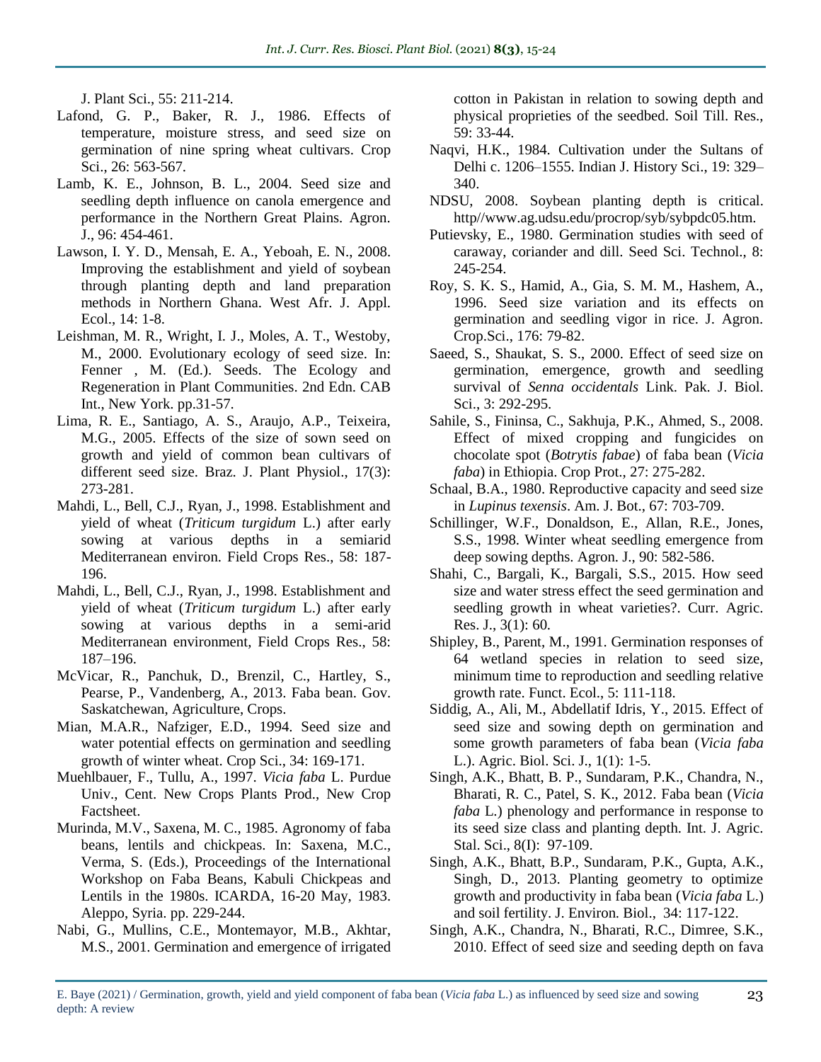J. Plant Sci., 55: 211-214.

Lafond, G. P., Baker, R. J., 1986. Effects of temperature, moisture stress, and seed size on germination of nine spring wheat cultivars. Crop Sci., 26: 563-567.

Lamb, K. E., Johnson, B. L., 2004. Seed size and seedling depth influence on canola emergence and performance in the Northern Great Plains. Agron. J., 96: 454-461.

Lawson, I. Y. D., Mensah, E. A., Yeboah, E. N., 2008. Improving the establishment and yield of soybean through planting depth and land preparation methods in Northern Ghana. West Afr. J. Appl. Ecol., 14: 1-8.

Leishman, M. R., Wright, I. J., Moles, A. T., Westoby, M., 2000. Evolutionary ecology of seed size. In: Fenner , M. (Ed.). Seeds. The Ecology and Regeneration in Plant Communities. 2nd Edn. CAB Int., New York. pp.31-57.

Lima, R. E., Santiago, A. S., Araujo, A.P., Teixeira, M.G., 2005. Effects of the size of sown seed on growth and yield of common bean cultivars of different seed size. Braz. J. Plant Physiol., 17(3): 273-281.

Mahdi, L., Bell, C.J., Ryan, J., 1998. Establishment and yield of wheat (*Triticum turgidum* L.) after early sowing at various depths in a semiarid Mediterranean environ. Field Crops Res., 58: 187-196.

Mahdi, L., Bell, C.J., Ryan, J., 1998. Establishment and yield of wheat (*Triticum turgidum* L.) after early sowing at various depths in a semi-arid Mediterranean environment, Field Crops Res., 58: 187–196.

McVicar, R., Panchuk, D., Brenzil, C., Hartley, S., Pearse, P., Vandenberg, A., 2013. Faba bean. Gov. Saskatchewan, Agriculture, Crops.

Mian, M.A.R., Nafziger, E.D., 1994. Seed size and water potential effects on germination and seedling growth of winter wheat. Crop Sci., 34: 169-171.

Muehlbauer, F., Tullu, A., 1997. *Vicia faba* L. Purdue Univ., Cent. New Crops Plants Prod., New Crop Factsheet.

Murinda, M.V., Saxena, M. C., 1985. Agronomy of faba beans, lentils and chickpeas. In: Saxena, M.C., Verma, S. (Eds.), Proceedings of the International Workshop on Faba Beans, Kabuli Chickpeas and Lentils in the 1980s. ICARDA, 16-20 May, 1983. Aleppo, Syria. pp. 229-244.

Nabi, G., Mullins, C.E., Montemayor, M.B., Akhtar, M.S., 2001. Germination and emergence of irrigated cotton in Pakistan in relation to sowing depth and physical proprieties of the seedbed. Soil Till. Res., 59: 33-44.

Naqvi, H.K., 1984. Cultivation under the Sultans of Delhi c. 1206–1555. Indian J. History Sci., 19: 329–340.

NDSU, 2008. Soybean planting depth is critical. http//www.ag.udsu.edu/procrop/syb/sybpdc05.htm.

Putievsky, E., 1980. Germination studies with seed of caraway, coriander and dill. Seed Sci. Technol., 8: 245-254.

Roy, S. K. S., Hamid, A., Gia, S. M. M., Hashem, A., 1996. Seed size variation and its effects on germination and seedling vigor in rice. J. Agron. Crop.Sci., 176: 79-82.

Saeed, S., Shaukat, S. S., 2000. Effect of seed size on germination, emergence, growth and seedling survival of *Senna occidentals* Link. Pak. J. Biol. Sci., 3: 292-295.

Sahile, S., Fininsa, C., Sakhuja, P.K., Ahmed, S., 2008. Effect of mixed cropping and fungicides on chocolate spot (*Botrytis fabae*) of faba bean (*Vicia faba*) in Ethiopia. Crop Prot., 27: 275-282.

Schaal, B.A., 1980. Reproductive capacity and seed size in *Lupinus texensis*. Am. J. Bot., 67: 703-709.

Schillinger, W.F., Donaldson, E., Allan, R.E., Jones, S.S., 1998. Winter wheat seedling emergence from deep sowing depths. Agron. J., 90: 582-586.

Shahi, C., Bargali, K., Bargali, S.S., 2015. How seed size and water stress effect the seed germination and seedling growth in wheat varieties?. Curr. Agric. Res. J., 3(1): 60.

Shipley, B., Parent, M., 1991. Germination responses of 64 wetland species in relation to seed size, minimum time to reproduction and seedling relative growth rate. Funct. Ecol., 5: 111-118.

Siddig, A., Ali, M., Abdellatif Idris, Y., 2015. Effect of seed size and sowing depth on germination and some growth parameters of faba bean (*Vicia faba* L.). Agric. Biol. Sci. J., 1(1): 1-5.

Singh, A.K., Bhatt, B. P., Sundaram, P.K., Chandra, N., Bharati, R. C., Patel, S. K., 2012. Faba bean (*Vicia faba* L.) phenology and performance in response to its seed size class and planting depth. Int. J. Agric. Stal. Sci., 8(I): 97-109.

Singh, A.K., Bhatt, B.P., Sundaram, P.K., Gupta, A.K., Singh, D., 2013. Planting geometry to optimize growth and productivity in faba bean (*Vicia faba* L.) and soil fertility. J. Environ. Biol., 34: 117-122.

Singh, A.K., Chandra, N., Bharati, R.C., Dimree, S.K., 2010. Effect of seed size and seeding depth on fava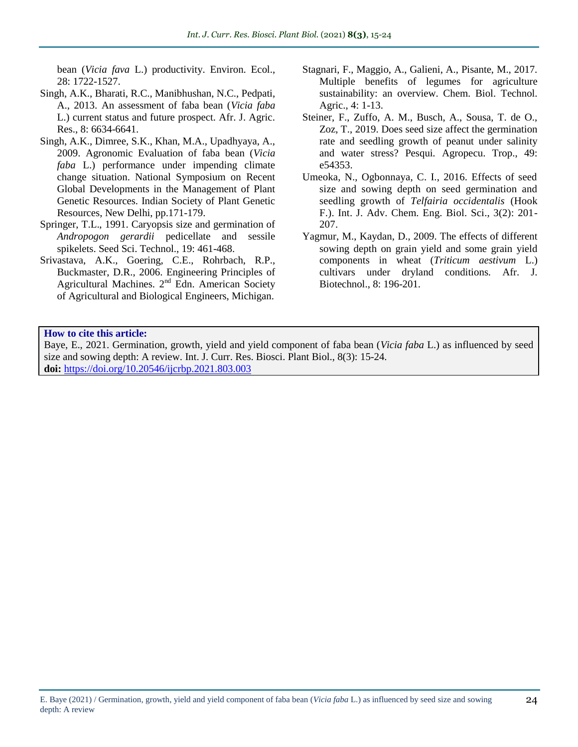bean (*Vicia fava* L.) productivity. Environ. Ecol., 28: 1722-1527.

Singh, A.K., Bharati, R.C., Manibhushan, N.C., Pedpati, A., 2013. An assessment of faba bean (*Vicia faba* L.) current status and future prospect. Afr. J. Agric. Res., 8: 6634-6641.

Singh, A.K., Dimree, S.K., Khan, M.A., Upadhyaya, A., 2009. Agronomic Evaluation of faba bean (*Vicia faba* L.) performance under impending climate change situation. National Symposium on Recent Global Developments in the Management of Plant Genetic Resources. Indian Society of Plant Genetic Resources, New Delhi, pp.171-179.

Springer, T.L., 1991. Caryopsis size and germination of *Andropogon gerardii* pedicellate and sessile spikelets. Seed Sci. Technol., 19: 461-468.

Srivastava, A.K., Goering, C.E., Rohrbach, R.P., Buckmaster, D.R., 2006. Engineering Principles of Agricultural Machines. 2nd Edn. American Society of Agricultural and Biological Engineers, Michigan.

Stagnari, F., Maggio, A., Galieni, A., Pisante, M., 2017. Multiple benefits of legumes for agriculture sustainability: an overview. Chem. Biol. Technol. Agric., 4: 1-13.

Steiner, F., Zuffo, A. M., Busch, A., Sousa, T. de O., Zoz, T., 2019. Does seed size affect the germination rate and seedling growth of peanut under salinity and water stress? Pesqui. Agropecu. Trop., 49: e54353.

Umeoka, N., Ogbonnaya, C. I., 2016. Effects of seed size and sowing depth on seed germination and seedling growth of *Telfairia occidentalis* (Hook F.). Int. J. Adv. Chem. Eng. Biol. Sci., 3(2): 201-207.

Yagmur, M., Kaydan, D., 2009. The effects of different sowing depth on grain yield and some grain yield components in wheat (*Triticum aestivum* L.) cultivars under dryland conditions. Afr. J. Biotechnol., 8: 196-201.

**How to cite this article:**

Baye, E., 2021. Germination, growth, yield and yield component of faba bean (*Vicia faba* L.) as influenced by seed size and sowing depth: A review. Int. J. Curr. Res. Biosci. Plant Biol., 8(3): 15-24.

**doi:** https://doi.org/10.20546/ijcrbp.2021.803.003